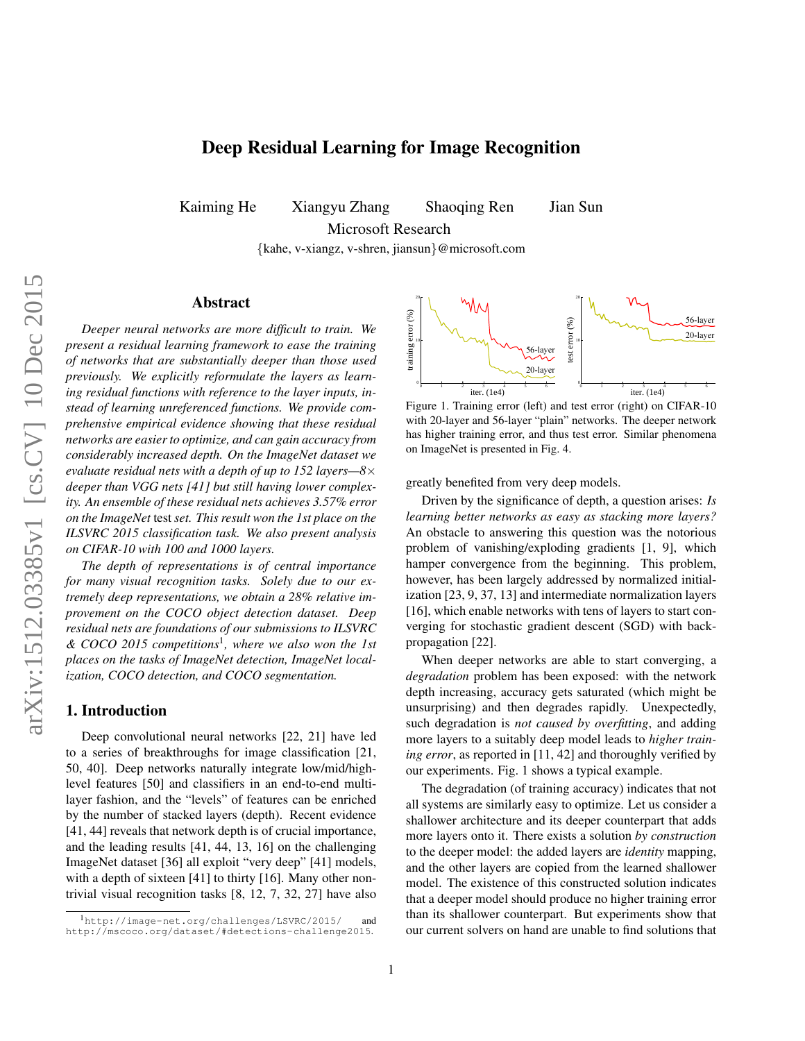# Deep Residual Learning for Image Recognition

Kaiming He    Xiangyu Zhang    Shaoqing Ren    Jian Sun

Microsoft Research

{kahe, v-xiangz, v-shren, jiansun}@microsoft.com

## Abstract

*Deeper neural networks are more difficult to train. We present a residual learning framework to ease the training of networks that are substantially deeper than those used previously. We explicitly reformulate the layers as learning residual functions with reference to the layer inputs, instead of learning unreferenced functions. We provide comprehensive empirical evidence showing that these residual networks are easier to optimize, and can gain accuracy from considerably increased depth. On the ImageNet dataset we evaluate residual nets with a depth of up to 152 layers—8× deeper than VGG nets [41] but still having lower complexity. An ensemble of these residual nets achieves 3.57% error on the ImageNet* test *set. This result won the 1st place on the ILSVRC 2015 classification task. We also present analysis on CIFAR-10 with 100 and 1000 layers.*

*The depth of representations is of central importance for many visual recognition tasks. Solely due to our extremely deep representations, we obtain a 28% relative improvement on the COCO object detection dataset. Deep residual nets are foundations of our submissions to ILSVRC & COCO 2015 competitions[1], where we also won the 1st places on the tasks of ImageNet detection, ImageNet localization, COCO detection, and COCO segmentation.*

## 1. Introduction

Deep convolutional neural networks [22, 21] have led to a series of breakthroughs for image classification [21, 50, 40]. Deep networks naturally integrate low/mid/high-level features [50] and classifiers in an end-to-end multi-layer fashion, and the "levels" of features can be enriched by the number of stacked layers (depth). Recent evidence [41, 44] reveals that network depth is of crucial importance, and the leading results [41, 44, 13, 16] on the challenging ImageNet dataset [36] all exploit "very deep" [41] models, with a depth of sixteen [41] to thirty [16]. Many other non-trivial visual recognition tasks [8, 12, 7, 32, 27] have also greatly benefited from very deep models.

Figure 1. Training error (left) and test error (right) on CIFAR-10 with 20-layer and 56-layer "plain" networks. The deeper network has higher training error, and thus test error. Similar phenomena on ImageNet is presented in Fig. 4.

Driven by the significance of depth, a question arises: *Is learning better networks as easy as stacking more layers?* An obstacle to answering this question was the notorious problem of vanishing/exploding gradients [1, 9], which hamper convergence from the beginning. This problem, however, has been largely addressed by normalized initialization [23, 9, 37, 13] and intermediate normalization layers [16], which enable networks with tens of layers to start converging for stochastic gradient descent (SGD) with back-propagation [22].

When deeper networks are able to start converging, a *degradation* problem has been exposed: with the network depth increasing, accuracy gets saturated (which might be unsurprising) and then degrades rapidly. Unexpectedly, such degradation is *not caused by overfitting*, and adding more layers to a suitably deep model leads to *higher training error*, as reported in [11, 42] and thoroughly verified by our experiments. Fig. 1 shows a typical example.

The degradation (of training accuracy) indicates that not all systems are similarly easy to optimize. Let us consider a shallower architecture and its deeper counterpart that adds more layers onto it. There exists a solution *by construction* to the deeper model: the added layers are *identity* mapping, and the other layers are copied from the learned shallower model. The existence of this constructed solution indicates that a deeper model should produce no higher training error than its shallower counterpart. But experiments show that our current solvers on hand are unable to find solutions that

[1] http://image-net.org/challenges/LSVRC/2015/ and http://mscoco.org/dataset/#detections-challenge2015.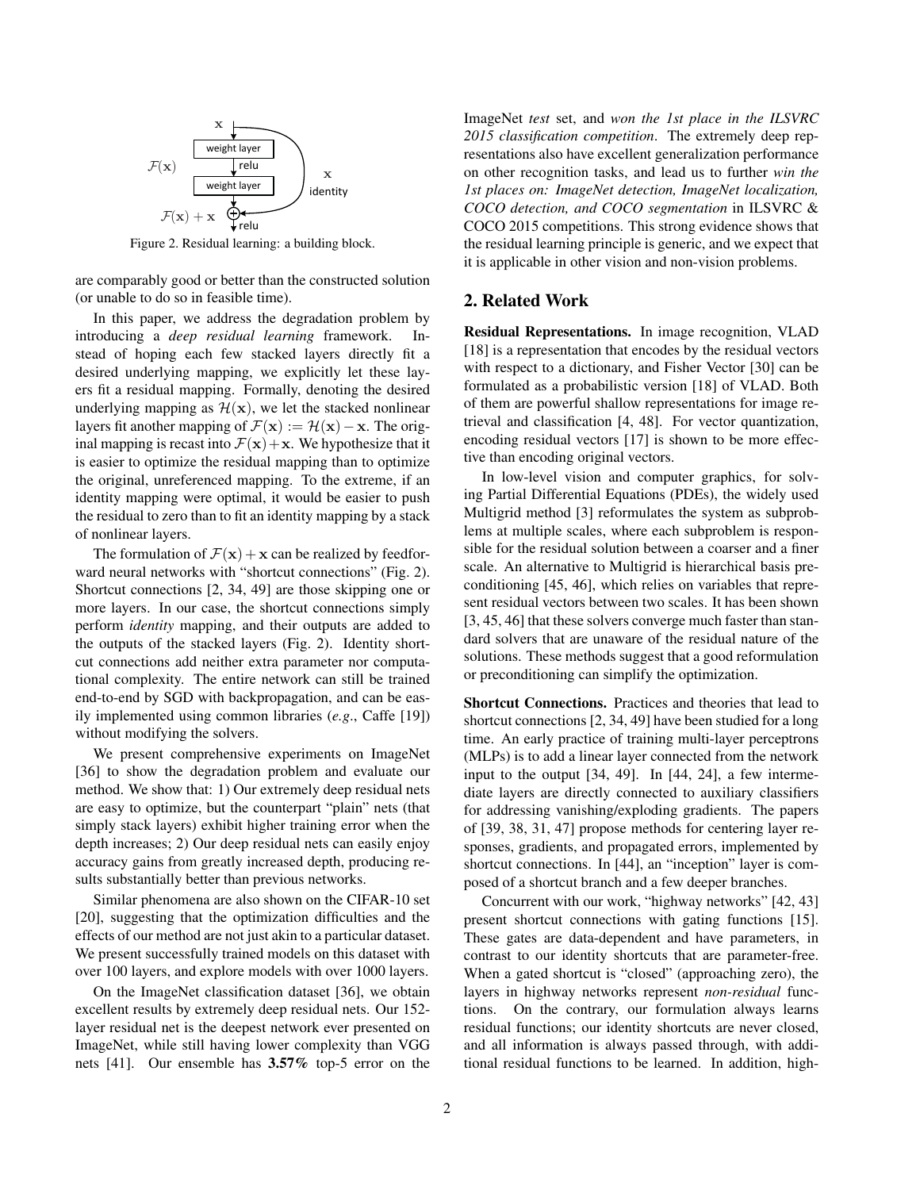Figure 2. Residual learning: a building block.

are comparably good or better than the constructed solution (or unable to do so in feasible time).

In this paper, we address the degradation problem by introducing a *deep residual learning* framework. Instead of hoping each few stacked layers directly fit a desired underlying mapping, we explicitly let these layers fit a residual mapping. Formally, denoting the desired underlying mapping as $\mathcal{H}(\mathbf{x})$, we let the stacked nonlinear layers fit another mapping of $\mathcal{F}(\mathbf{x}) := \mathcal{H}(\mathbf{x}) - \mathbf{x}$. The original mapping is recast into $\mathcal{F}(\mathbf{x}) + \mathbf{x}$. We hypothesize that it is easier to optimize the residual mapping than to optimize the original, unreferenced mapping. To the extreme, if an identity mapping were optimal, it would be easier to push the residual to zero than to fit an identity mapping by a stack of nonlinear layers.

The formulation of $\mathcal{F}(\mathbf{x}) + \mathbf{x}$ can be realized by feedforward neural networks with "shortcut connections" (Fig. 2). Shortcut connections [2, 34, 49] are those skipping one or more layers. In our case, the shortcut connections simply perform *identity* mapping, and their outputs are added to the outputs of the stacked layers (Fig. 2). Identity shortcut connections add neither extra parameter nor computational complexity. The entire network can still be trained end-to-end by SGD with backpropagation, and can be easily implemented using common libraries (*e.g.*, Caffe [19]) without modifying the solvers.

We present comprehensive experiments on ImageNet [36] to show the degradation problem and evaluate our method. We show that: 1) Our extremely deep residual nets are easy to optimize, but the counterpart "plain" nets (that simply stack layers) exhibit higher training error when the depth increases; 2) Our deep residual nets can easily enjoy accuracy gains from greatly increased depth, producing results substantially better than previous networks.

Similar phenomena are also shown on the CIFAR-10 set [20], suggesting that the optimization difficulties and the effects of our method are not just akin to a particular dataset. We present successfully trained models on this dataset with over 100 layers, and explore models with over 1000 layers.

On the ImageNet classification dataset [36], we obtain excellent results by extremely deep residual nets. Our 152-layer residual net is the deepest network ever presented on ImageNet, while still having lower complexity than VGG nets [41]. Our ensemble has **3.57%** top-5 error on the ImageNet *test* set, and *won the 1st place in the ILSVRC 2015 classification competition*. The extremely deep representations also have excellent generalization performance on other recognition tasks, and lead us to further *win the 1st places on: ImageNet detection, ImageNet localization, COCO detection, and COCO segmentation* in ILSVRC & COCO 2015 competitions. This strong evidence shows that the residual learning principle is generic, and we expect that it is applicable in other vision and non-vision problems.

## 2. Related Work

**Residual Representations.** In image recognition, VLAD [18] is a representation that encodes by the residual vectors with respect to a dictionary, and Fisher Vector [30] can be formulated as a probabilistic version [18] of VLAD. Both of them are powerful shallow representations for image retrieval and classification [4, 48]. For vector quantization, encoding residual vectors [17] is shown to be more effective than encoding original vectors.

In low-level vision and computer graphics, for solving Partial Differential Equations (PDEs), the widely used Multigrid method [3] reformulates the system as subproblems at multiple scales, where each subproblem is responsible for the residual solution between a coarser and a finer scale. An alternative to Multigrid is hierarchical basis preconditioning [45, 46], which relies on variables that represent residual vectors between two scales. It has been shown [3, 45, 46] that these solvers converge much faster than standard solvers that are unaware of the residual nature of the solutions. These methods suggest that a good reformulation or preconditioning can simplify the optimization.

**Shortcut Connections.** Practices and theories that lead to shortcut connections [2, 34, 49] have been studied for a long time. An early practice of training multi-layer perceptrons (MLPs) is to add a linear layer connected from the network input to the output [34, 49]. In [44, 24], a few intermediate layers are directly connected to auxiliary classifiers for addressing vanishing/exploding gradients. The papers of [39, 38, 31, 47] propose methods for centering layer responses, gradients, and propagated errors, implemented by shortcut connections. In [44], an "inception" layer is composed of a shortcut branch and a few deeper branches.

Concurrent with our work, "highway networks" [42, 43] present shortcut connections with gating functions [15]. These gates are data-dependent and have parameters, in contrast to our identity shortcuts that are parameter-free. When a gated shortcut is "closed" (approaching zero), the layers in highway networks represent *non-residual* functions. On the contrary, our formulation always learns residual functions; our identity shortcuts are never closed, and all information is always passed through, with additional residual functions to be learned. In addition, high-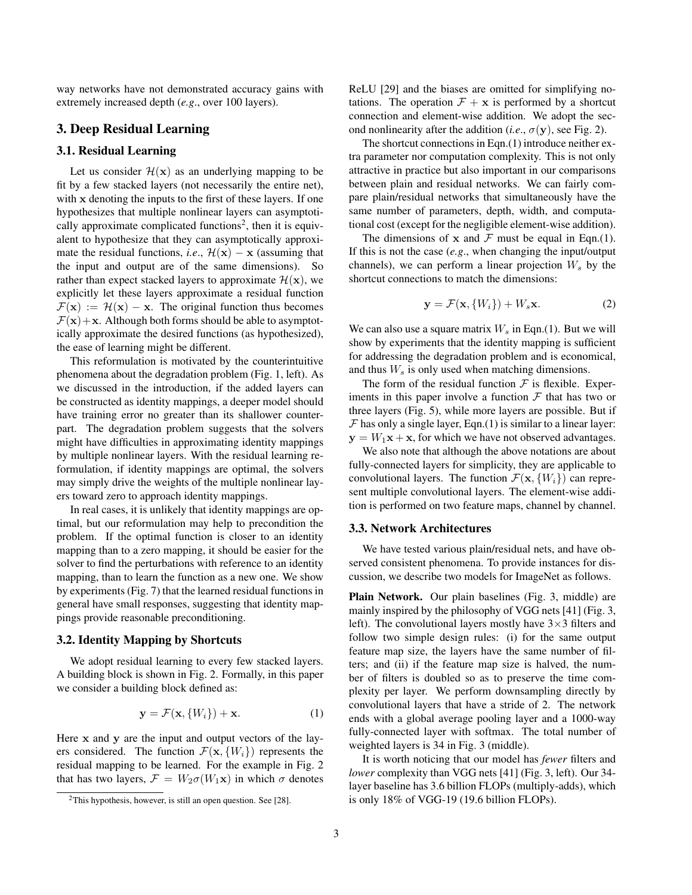way networks have not demonstrated accuracy gains with extremely increased depth (*e.g*., over 100 layers).

## 3. Deep Residual Learning

### 3.1. Residual Learning

Let us consider $\mathcal{H}(\mathbf{x})$ as an underlying mapping to be fit by a few stacked layers (not necessarily the entire net), with $\mathbf{x}$ denoting the inputs to the first of these layers. If one hypothesizes that multiple nonlinear layers can asymptotically approximate complicated functions[2], then it is equivalent to hypothesize that they can asymptotically approximate the residual functions, *i.e*., $\mathcal{H}(\mathbf{x}) - \mathbf{x}$ (assuming that the input and output are of the same dimensions). So rather than expect stacked layers to approximate $\mathcal{H}(\mathbf{x})$, we explicitly let these layers approximate a residual function $\mathcal{F}(\mathbf{x}) := \mathcal{H}(\mathbf{x}) - \mathbf{x}$. The original function thus becomes $\mathcal{F}(\mathbf{x})+\mathbf{x}$. Although both forms should be able to asymptotically approximate the desired functions (as hypothesized), the ease of learning might be different.

This reformulation is motivated by the counterintuitive phenomena about the degradation problem (Fig. 1, left). As we discussed in the introduction, if the added layers can be constructed as identity mappings, a deeper model should have training error no greater than its shallower counterpart. The degradation problem suggests that the solvers might have difficulties in approximating identity mappings by multiple nonlinear layers. With the residual learning reformulation, if identity mappings are optimal, the solvers may simply drive the weights of the multiple nonlinear layers toward zero to approach identity mappings.

In real cases, it is unlikely that identity mappings are optimal, but our reformulation may help to precondition the problem. If the optimal function is closer to an identity mapping than to a zero mapping, it should be easier for the solver to find the perturbations with reference to an identity mapping, than to learn the function as a new one. We show by experiments (Fig. 7) that the learned residual functions in general have small responses, suggesting that identity mappings provide reasonable preconditioning.

### 3.2. Identity Mapping by Shortcuts

We adopt residual learning to every few stacked layers. A building block is shown in Fig. 2. Formally, in this paper we consider a building block defined as:

$$\mathbf{y} = \mathcal{F}(\mathbf{x}, \{W_i\}) + \mathbf{x}. \tag{1}$$

Here $\mathbf{x}$ and $\mathbf{y}$ are the input and output vectors of the layers considered. The function $\mathcal{F}(\mathbf{x}, \{W_i\})$ represents the residual mapping to be learned. For the example in Fig. 2 that has two layers, $\mathcal{F} = W_2\sigma(W_1\mathbf{x})$ in which $\sigma$ denotes ReLU [29] and the biases are omitted for simplifying notations. The operation $\mathcal{F} + \mathbf{x}$ is performed by a shortcut connection and element-wise addition. We adopt the second nonlinearity after the addition (*i.e*., $\sigma(\mathbf{y})$, see Fig. 2).

The shortcut connections in Eqn.(1) introduce neither extra parameter nor computation complexity. This is not only attractive in practice but also important in our comparisons between plain and residual networks. We can fairly compare plain/residual networks that simultaneously have the same number of parameters, depth, width, and computational cost (except for the negligible element-wise addition).

The dimensions of $\mathbf{x}$ and $\mathcal{F}$ must be equal in Eqn.(1). If this is not the case (*e.g*., when changing the input/output channels), we can perform a linear projection $W_s$ by the shortcut connections to match the dimensions:

$$\mathbf{y} = \mathcal{F}(\mathbf{x}, \{W_i\}) + W_s\mathbf{x}. \tag{2}$$

We can also use a square matrix $W_s$ in Eqn.(1). But we will show by experiments that the identity mapping is sufficient for addressing the degradation problem and is economical, and thus $W_s$ is only used when matching dimensions.

The form of the residual function $\mathcal{F}$ is flexible. Experiments in this paper involve a function $\mathcal{F}$ that has two or three layers (Fig. 5), while more layers are possible. But if $\mathcal{F}$ has only a single layer, Eqn.(1) is similar to a linear layer: $\mathbf{y} = W_1\mathbf{x} + \mathbf{x}$, for which we have not observed advantages.

We also note that although the above notations are about fully-connected layers for simplicity, they are applicable to convolutional layers. The function $\mathcal{F}(\mathbf{x}, \{W_i\})$ can represent multiple convolutional layers. The element-wise addition is performed on two feature maps, channel by channel.

### 3.3. Network Architectures

We have tested various plain/residual nets, and have observed consistent phenomena. To provide instances for discussion, we describe two models for ImageNet as follows.

**Plain Network.** Our plain baselines (Fig. 3, middle) are mainly inspired by the philosophy of VGG nets [41] (Fig. 3, left). The convolutional layers mostly have 3×3 filters and follow two simple design rules: (i) for the same output feature map size, the layers have the same number of filters; and (ii) if the feature map size is halved, the number of filters is doubled so as to preserve the time complexity per layer. We perform downsampling directly by convolutional layers that have a stride of 2. The network ends with a global average pooling layer and a 1000-way fully-connected layer with softmax. The total number of weighted layers is 34 in Fig. 3 (middle).

It is worth noticing that our model has *fewer* filters and *lower* complexity than VGG nets [41] (Fig. 3, left). Our 34-layer baseline has 3.6 billion FLOPs (multiply-adds), which is only 18% of VGG-19 (19.6 billion FLOPs).

[2]This hypothesis, however, is still an open question. See [28].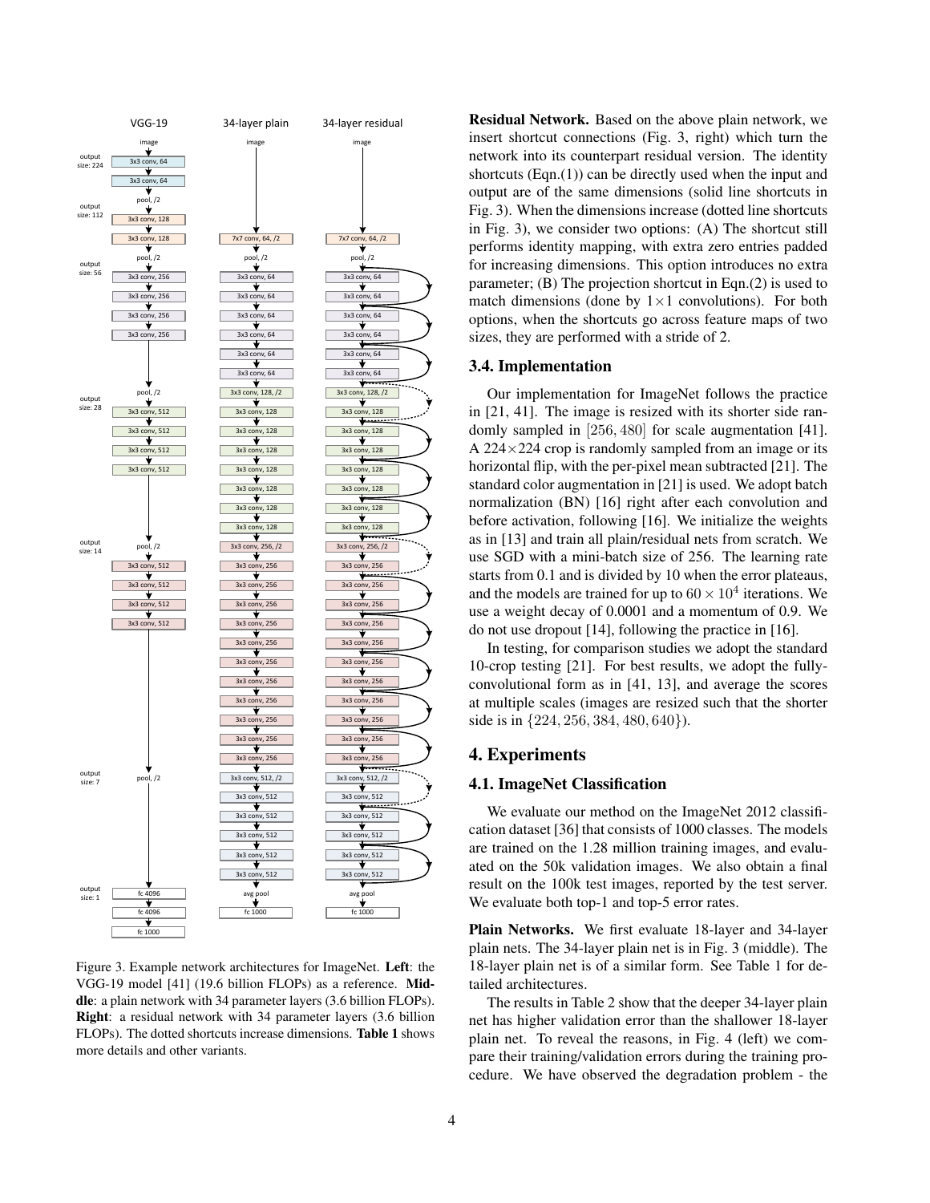Figure 3. Example network architectures for ImageNet. **Left**: the VGG-19 model [41] (19.6 billion FLOPs) as a reference. **Middle**: a plain network with 34 parameter layers (3.6 billion FLOPs). **Right**: a residual network with 34 parameter layers (3.6 billion FLOPs). The dotted shortcuts increase dimensions. **Table 1** shows more details and other variants.

**Residual Network.** Based on the above plain network, we insert shortcut connections (Fig. 3, right) which turn the network into its counterpart residual version. The identity shortcuts (Eqn.(1)) can be directly used when the input and output are of the same dimensions (solid line shortcuts in Fig. 3). When the dimensions increase (dotted line shortcuts in Fig. 3), we consider two options: (A) The shortcut still performs identity mapping, with extra zero entries padded for increasing dimensions. This option introduces no extra parameter; (B) The projection shortcut in Eqn.(2) is used to match dimensions (done by $1\times1$ convolutions). For both options, when the shortcuts go across feature maps of two sizes, they are performed with a stride of 2.

### 3.4. Implementation

Our implementation for ImageNet follows the practice in [21, 41]. The image is resized with its shorter side randomly sampled in $[256, 480]$ for scale augmentation [41]. A $224\times224$ crop is randomly sampled from an image or its horizontal flip, with the per-pixel mean subtracted [21]. The standard color augmentation in [21] is used. We adopt batch normalization (BN) [16] right after each convolution and before activation, following [16]. We initialize the weights as in [13] and train all plain/residual nets from scratch. We use SGD with a mini-batch size of 256. The learning rate starts from 0.1 and is divided by 10 when the error plateaus, and the models are trained for up to $60 \times 10^4$ iterations. We use a weight decay of 0.0001 and a momentum of 0.9. We do not use dropout [14], following the practice in [16].

In testing, for comparison studies we adopt the standard 10-crop testing [21]. For best results, we adopt the fully-convolutional form as in [41, 13], and average the scores at multiple scales (images are resized such that the shorter side is in $\{224, 256, 384, 480, 640\}$).

## 4. Experiments

### 4.1. ImageNet Classification

We evaluate our method on the ImageNet 2012 classification dataset [36] that consists of 1000 classes. The models are trained on the 1.28 million training images, and evaluated on the 50k validation images. We also obtain a final result on the 100k test images, reported by the test server. We evaluate both top-1 and top-5 error rates.

**Plain Networks.** We first evaluate 18-layer and 34-layer plain nets. The 34-layer plain net is in Fig. 3 (middle). The 18-layer plain net is of a similar form. See Table 1 for detailed architectures.

The results in Table 2 show that the deeper 34-layer plain net has higher validation error than the shallower 18-layer plain net. To reveal the reasons, in Fig. 4 (left) we compare their training/validation errors during the training procedure. We have observed the degradation problem - the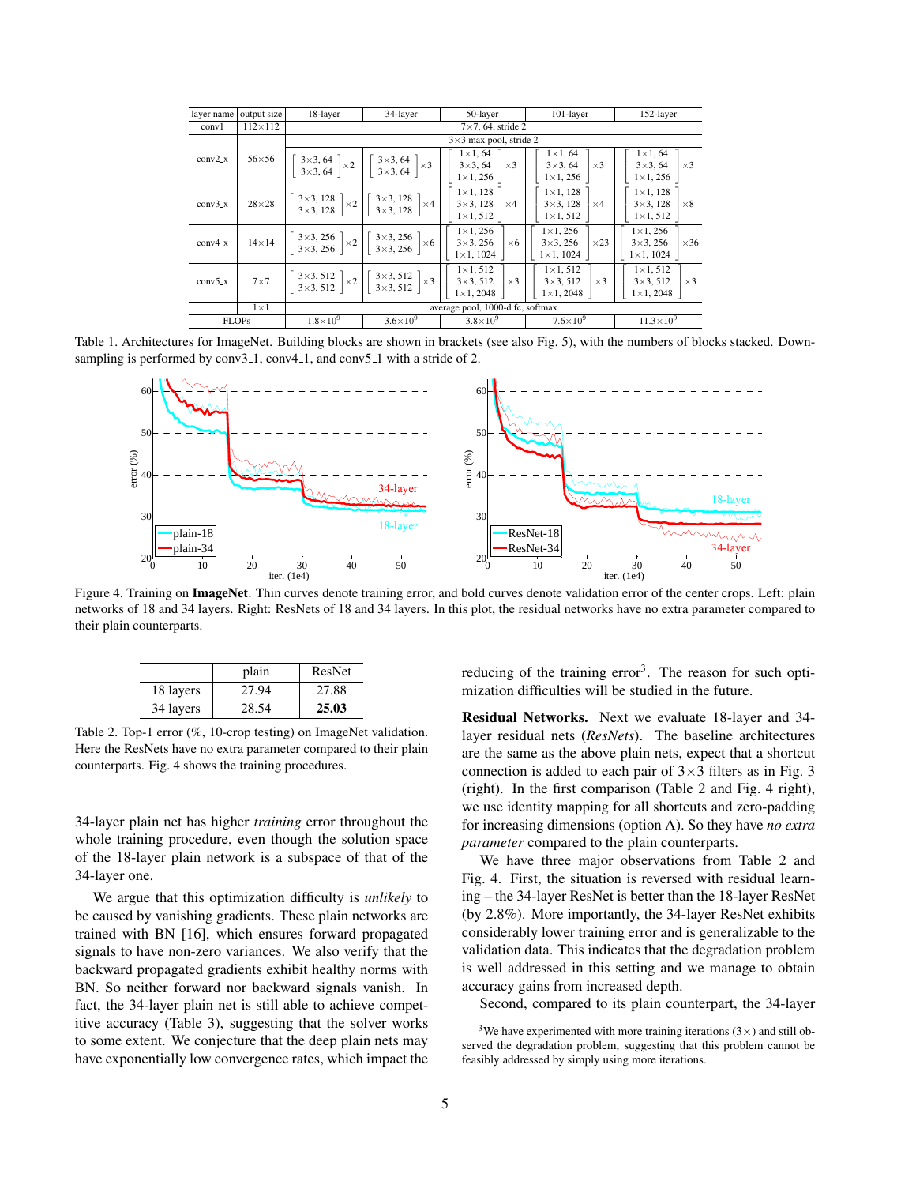| layer name | output size | 18-layer | 34-layer | 50-layer | 101-layer | 152-layer |
|---|---|---|---|---|---|---|
| conv1 | 112×112 | 7×7, 64, stride 2 | | | | |
| conv2_x | 56×56 | 3×3 max pool, stride 2 | | | | |
| | | $\begin{bmatrix} 3\times3, 64 \\ 3\times3, 64 \end{bmatrix}\times2$ | $\begin{bmatrix} 3\times3, 64 \\ 3\times3, 64 \end{bmatrix}\times3$ | $\begin{bmatrix} 1\times1, 64 \\ 3\times3, 64 \\ 1\times1, 256 \end{bmatrix}\times3$ | $\begin{bmatrix} 1\times1, 64 \\ 3\times3, 64 \\ 1\times1, 256 \end{bmatrix}\times3$ | $\begin{bmatrix} 1\times1, 64 \\ 3\times3, 64 \\ 1\times1, 256 \end{bmatrix}\times3$ |
| conv3_x | 28×28 | $\begin{bmatrix} 3\times3, 128 \\ 3\times3, 128 \end{bmatrix}\times2$ | $\begin{bmatrix} 3\times3, 128 \\ 3\times3, 128 \end{bmatrix}\times4$ | $\begin{bmatrix} 1\times1, 128 \\ 3\times3, 128 \\ 1\times1, 512 \end{bmatrix}\times4$ | $\begin{bmatrix} 1\times1, 128 \\ 3\times3, 128 \\ 1\times1, 512 \end{bmatrix}\times4$ | $\begin{bmatrix} 1\times1, 128 \\ 3\times3, 128 \\ 1\times1, 512 \end{bmatrix}\times8$ |
| conv4_x | 14×14 | $\begin{bmatrix} 3\times3, 256 \\ 3\times3, 256 \end{bmatrix}\times2$ | $\begin{bmatrix} 3\times3, 256 \\ 3\times3, 256 \end{bmatrix}\times6$ | $\begin{bmatrix} 1\times1, 256 \\ 3\times3, 256 \\ 1\times1, 1024 \end{bmatrix}\times6$ | $\begin{bmatrix} 1\times1, 256 \\ 3\times3, 256 \\ 1\times1, 1024 \end{bmatrix}\times23$ | $\begin{bmatrix} 1\times1, 256 \\ 3\times3, 256 \\ 1\times1, 1024 \end{bmatrix}\times36$ |
| conv5_x | 7×7 | $\begin{bmatrix} 3\times3, 512 \\ 3\times3, 512 \end{bmatrix}\times2$ | $\begin{bmatrix} 3\times3, 512 \\ 3\times3, 512 \end{bmatrix}\times3$ | $\begin{bmatrix} 1\times1, 512 \\ 3\times3, 512 \\ 1\times1, 2048 \end{bmatrix}\times3$ | $\begin{bmatrix} 1\times1, 512 \\ 3\times3, 512 \\ 1\times1, 2048 \end{bmatrix}\times3$ | $\begin{bmatrix} 1\times1, 512 \\ 3\times3, 512 \\ 1\times1, 2048 \end{bmatrix}\times3$ |
| | 1×1 | average pool, 1000-d fc, softmax | | | | |
| FLOPs | | $1.8\times10^9$ | $3.6\times10^9$ | $3.8\times10^9$ | $7.6\times10^9$ | $11.3\times10^9$ |

Table 1. Architectures for ImageNet. Building blocks are shown in brackets (see also Fig. 5), with the numbers of blocks stacked. Downsampling is performed by conv3_1, conv4_1, and conv5_1 with a stride of 2.

Figure 4. Training on **ImageNet**. Thin curves denote training error, and bold curves denote validation error of the center crops. Left: plain networks of 18 and 34 layers. Right: ResNets of 18 and 34 layers. In this plot, the residual networks have no extra parameter compared to their plain counterparts.

| | plain | ResNet |
|---|---|---|
| 18 layers | 27.94 | 27.88 |
| 34 layers | 28.54 | **25.03** |

Table 2. Top-1 error (%, 10-crop testing) on ImageNet validation. Here the ResNets have no extra parameter compared to their plain counterparts. Fig. 4 shows the training procedures.

34-layer plain net has higher *training* error throughout the whole training procedure, even though the solution space of the 18-layer plain network is a subspace of that of the 34-layer one.

We argue that this optimization difficulty is *unlikely* to be caused by vanishing gradients. These plain networks are trained with BN [16], which ensures forward propagated signals to have non-zero variances. We also verify that the backward propagated gradients exhibit healthy norms with BN. So neither forward nor backward signals vanish. In fact, the 34-layer plain net is still able to achieve competitive accuracy (Table 3), suggesting that the solver works to some extent. We conjecture that the deep plain nets may have exponentially low convergence rates, which impact the reducing of the training error[3]. The reason for such optimization difficulties will be studied in the future.

**Residual Networks.** Next we evaluate 18-layer and 34-layer residual nets (*ResNets*). The baseline architectures are the same as the above plain nets, expect that a shortcut connection is added to each pair of 3×3 filters as in Fig. 3 (right). In the first comparison (Table 2 and Fig. 4 right), we use identity mapping for all shortcuts and zero-padding for increasing dimensions (option A). So they have *no extra parameter* compared to the plain counterparts.

We have three major observations from Table 2 and Fig. 4. First, the situation is reversed with residual learning – the 34-layer ResNet is better than the 18-layer ResNet (by 2.8%). More importantly, the 34-layer ResNet exhibits considerably lower training error and is generalizable to the validation data. This indicates that the degradation problem is well addressed in this setting and we manage to obtain accuracy gains from increased depth.

Second, compared to its plain counterpart, the 34-layer

[3]We have experimented with more training iterations (3×) and still observed the degradation problem, suggesting that this problem cannot be feasibly addressed by simply using more iterations.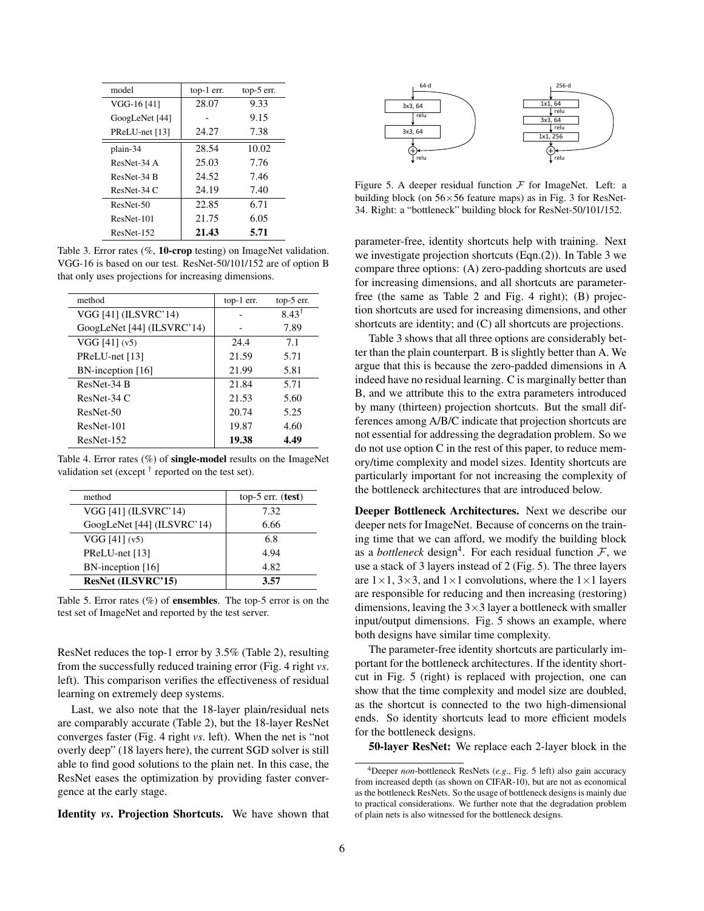| model | top-1 err. | top-5 err. |
|---|---|---|
| VGG-16 [41] | 28.07 | 9.33 |
| GoogLeNet [44] | - | 9.15 |
| PReLU-net [13] | 24.27 | 7.38 |
| plain-34 | 28.54 | 10.02 |
| ResNet-34 A | 25.03 | 7.76 |
| ResNet-34 B | 24.52 | 7.46 |
| ResNet-34 C | 24.19 | 7.40 |
| ResNet-50 | 22.85 | 6.71 |
| ResNet-101 | 21.75 | 6.05 |
| ResNet-152 | **21.43** | **5.71** |

Table 3. Error rates (%, **10-crop** testing) on ImageNet validation. VGG-16 is based on our test. ResNet-50/101/152 are of option B that only uses projections for increasing dimensions.

| method | top-1 err. | top-5 err. |
|---|---|---|
| VGG [41] (ILSVRC'14) | - | $8.43^{\dagger}$ |
| GoogLeNet [44] (ILSVRC'14) | - | 7.89 |
| VGG [41] (v5) | 24.4 | 7.1 |
| PReLU-net [13] | 21.59 | 5.71 |
| BN-inception [16] | 21.99 | 5.81 |
| ResNet-34 B | 21.84 | 5.71 |
| ResNet-34 C | 21.53 | 5.60 |
| ResNet-50 | 20.74 | 5.25 |
| ResNet-101 | 19.87 | 4.60 |
| ResNet-152 | **19.38** | **4.49** |

Table 4. Error rates (%) of **single-model** results on the ImageNet validation set (except $^{\dagger}$ reported on the test set).

| method | top-5 err. (**test**) |
|---|---|
| VGG [41] (ILSVRC'14) | 7.32 |
| GoogLeNet [44] (ILSVRC'14) | 6.66 |
| VGG [41] (v5) | 6.8 |
| PReLU-net [13] | 4.94 |
| BN-inception [16] | 4.82 |
| **ResNet (ILSVRC'15)** | **3.57** |

Table 5. Error rates (%) of **ensembles**. The top-5 error is on the test set of ImageNet and reported by the test server.

ResNet reduces the top-1 error by 3.5% (Table 2), resulting from the successfully reduced training error (Fig. 4 right *vs*. left). This comparison verifies the effectiveness of residual learning on extremely deep systems.

Last, we also note that the 18-layer plain/residual nets are comparably accurate (Table 2), but the 18-layer ResNet converges faster (Fig. 4 right *vs*. left). When the net is "not overly deep" (18 layers here), the current SGD solver is still able to find good solutions to the plain net. In this case, the ResNet eases the optimization by providing faster convergence at the early stage.

**Identity *vs*. Projection Shortcuts.** We have shown that parameter-free, identity shortcuts help with training. Next we investigate projection shortcuts (Eqn.(2)). In Table 3 we compare three options: (A) zero-padding shortcuts are used for increasing dimensions, and all shortcuts are parameter-free (the same as Table 2 and Fig. 4 right); (B) projection shortcuts are used for increasing dimensions, and other shortcuts are identity; and (C) all shortcuts are projections.

Figure 5. A deeper residual function $\mathcal{F}$ for ImageNet. Left: a building block (on $56{\times}56$ feature maps) as in Fig. 3 for ResNet-34. Right: a "bottleneck" building block for ResNet-50/101/152.

Table 3 shows that all three options are considerably better than the plain counterpart. B is slightly better than A. We argue that this is because the zero-padded dimensions in A indeed have no residual learning. C is marginally better than B, and we attribute this to the extra parameters introduced by many (thirteen) projection shortcuts. But the small differences among A/B/C indicate that projection shortcuts are not essential for addressing the degradation problem. So we do not use option C in the rest of this paper, to reduce memory/time complexity and model sizes. Identity shortcuts are particularly important for not increasing the complexity of the bottleneck architectures that are introduced below.

**Deeper Bottleneck Architectures.** Next we describe our deeper nets for ImageNet. Because of concerns on the training time that we can afford, we modify the building block as a *bottleneck* design[4]. For each residual function $\mathcal{F}$, we use a stack of 3 layers instead of 2 (Fig. 5). The three layers are $1{\times}1$, $3{\times}3$, and $1{\times}1$ convolutions, where the $1{\times}1$ layers are responsible for reducing and then increasing (restoring) dimensions, leaving the $3{\times}3$ layer a bottleneck with smaller input/output dimensions. Fig. 5 shows an example, where both designs have similar time complexity.

The parameter-free identity shortcuts are particularly important for the bottleneck architectures. If the identity shortcut in Fig. 5 (right) is replaced with projection, one can show that the time complexity and model size are doubled, as the shortcut is connected to the two high-dimensional ends. So identity shortcuts lead to more efficient models for the bottleneck designs.

**50-layer ResNet:** We replace each 2-layer block in the

[4] Deeper *non*-bottleneck ResNets (*e.g.*, Fig. 5 left) also gain accuracy from increased depth (as shown on CIFAR-10), but are not as economical as the bottleneck ResNets. So the usage of bottleneck designs is mainly due to practical considerations. We further note that the degradation problem of plain nets is also witnessed for the bottleneck designs.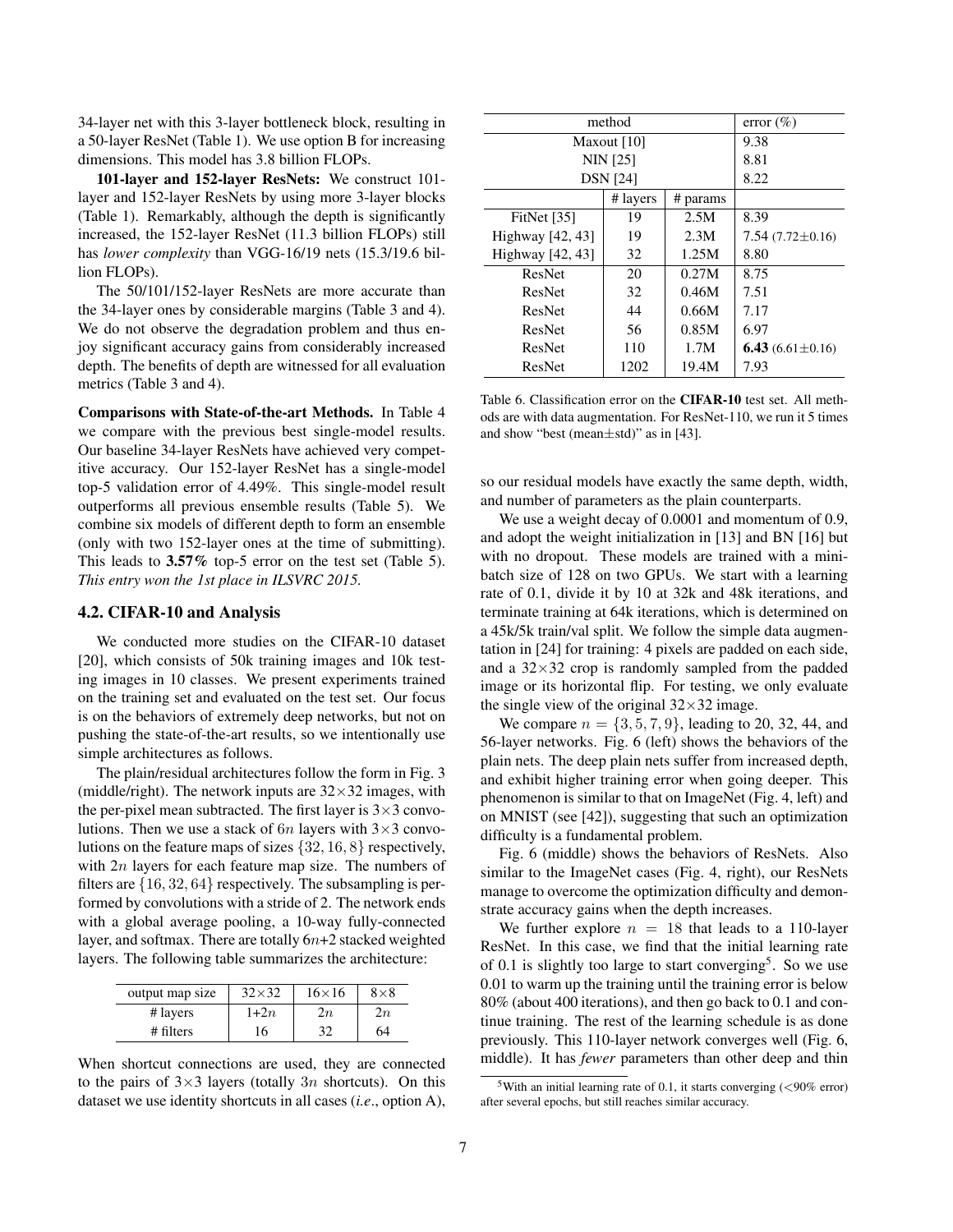34-layer net with this 3-layer bottleneck block, resulting in a 50-layer ResNet (Table 1). We use option B for increasing dimensions. This model has 3.8 billion FLOPs.

**101-layer and 152-layer ResNets:** We construct 101-layer and 152-layer ResNets by using more 3-layer blocks (Table 1). Remarkably, although the depth is significantly increased, the 152-layer ResNet (11.3 billion FLOPs) still has *lower complexity* than VGG-16/19 nets (15.3/19.6 billion FLOPs).

The 50/101/152-layer ResNets are more accurate than the 34-layer ones by considerable margins (Table 3 and 4). We do not observe the degradation problem and thus enjoy significant accuracy gains from considerably increased depth. The benefits of depth are witnessed for all evaluation metrics (Table 3 and 4).

**Comparisons with State-of-the-art Methods.** In Table 4 we compare with the previous best single-model results. Our baseline 34-layer ResNets have achieved very competitive accuracy. Our 152-layer ResNet has a single-model top-5 validation error of 4.49%. This single-model result outperforms all previous ensemble results (Table 5). We combine six models of different depth to form an ensemble (only with two 152-layer ones at the time of submitting). This leads to **3.57%** top-5 error on the test set (Table 5). *This entry won the 1st place in ILSVRC 2015.*

### 4.2. CIFAR-10 and Analysis

We conducted more studies on the CIFAR-10 dataset [20], which consists of 50k training images and 10k testing images in 10 classes. We present experiments trained on the training set and evaluated on the test set. Our focus is on the behaviors of extremely deep networks, but not on pushing the state-of-the-art results, so we intentionally use simple architectures as follows.

The plain/residual architectures follow the form in Fig. 3 (middle/right). The network inputs are $32\times32$ images, with the per-pixel mean subtracted. The first layer is $3\times3$ convolutions. Then we use a stack of $6n$ layers with $3\times3$ convolutions on the feature maps of sizes $\{32, 16, 8\}$ respectively, with $2n$ layers for each feature map size. The numbers of filters are $\{16, 32, 64\}$ respectively. The subsampling is performed by convolutions with a stride of 2. The network ends with a global average pooling, a 10-way fully-connected layer, and softmax. There are totally $6n$+2 stacked weighted layers. The following table summarizes the architecture:

| output map size | $32\times32$ | $16\times16$ | $8\times8$ |
|---|---|---|---|
| # layers | $1+2n$ | $2n$ | $2n$ |
| # filters | 16 | 32 | 64 |

When shortcut connections are used, they are connected to the pairs of $3\times3$ layers (totally $3n$ shortcuts). On this dataset we use identity shortcuts in all cases (*i.e.*, option A), so our residual models have exactly the same depth, width, and number of parameters as the plain counterparts.

| method | | | error (%) |
|---|---|---|---|
| Maxout [10] | | | 9.38 |
| NIN [25] | | | 8.81 |
| DSN [24] | | | 8.22 |
| | # layers | # params | |
| FitNet [35] | 19 | 2.5M | 8.39 |
| Highway [42, 43] | 19 | 2.3M | 7.54 (7.72±0.16) |
| Highway [42, 43] | 32 | 1.25M | 8.80 |
| ResNet | 20 | 0.27M | 8.75 |
| ResNet | 32 | 0.46M | 7.51 |
| ResNet | 44 | 0.66M | 7.17 |
| ResNet | 56 | 0.85M | 6.97 |
| ResNet | 110 | 1.7M | **6.43** (6.61±0.16) |
| ResNet | 1202 | 19.4M | 7.93 |

Table 6. Classification error on the **CIFAR-10** test set. All methods are with data augmentation. For ResNet-110, we run it 5 times and show "best (mean±std)" as in [43].

We use a weight decay of 0.0001 and momentum of 0.9, and adopt the weight initialization in [13] and BN [16] but with no dropout. These models are trained with a minibatch size of 128 on two GPUs. We start with a learning rate of 0.1, divide it by 10 at 32k and 48k iterations, and terminate training at 64k iterations, which is determined on a 45k/5k train/val split. We follow the simple data augmentation in [24] for training: 4 pixels are padded on each side, and a $32\times32$ crop is randomly sampled from the padded image or its horizontal flip. For testing, we only evaluate the single view of the original $32\times32$ image.

We compare $n = \{3, 5, 7, 9\}$, leading to 20, 32, 44, and 56-layer networks. Fig. 6 (left) shows the behaviors of the plain nets. The deep plain nets suffer from increased depth, and exhibit higher training error when going deeper. This phenomenon is similar to that on ImageNet (Fig. 4, left) and on MNIST (see [42]), suggesting that such an optimization difficulty is a fundamental problem.

Fig. 6 (middle) shows the behaviors of ResNets. Also similar to the ImageNet cases (Fig. 4, right), our ResNets manage to overcome the optimization difficulty and demonstrate accuracy gains when the depth increases.

We further explore $n = 18$ that leads to a 110-layer ResNet. In this case, we find that the initial learning rate of 0.1 is slightly too large to start converging[5]. So we use 0.01 to warm up the training until the training error is below 80% (about 400 iterations), and then go back to 0.1 and continue training. The rest of the learning schedule is as done previously. This 110-layer network converges well (Fig. 6, middle). It has *fewer* parameters than other deep and thin

[5] With an initial learning rate of 0.1, it starts converging (<90% error) after several epochs, but still reaches similar accuracy.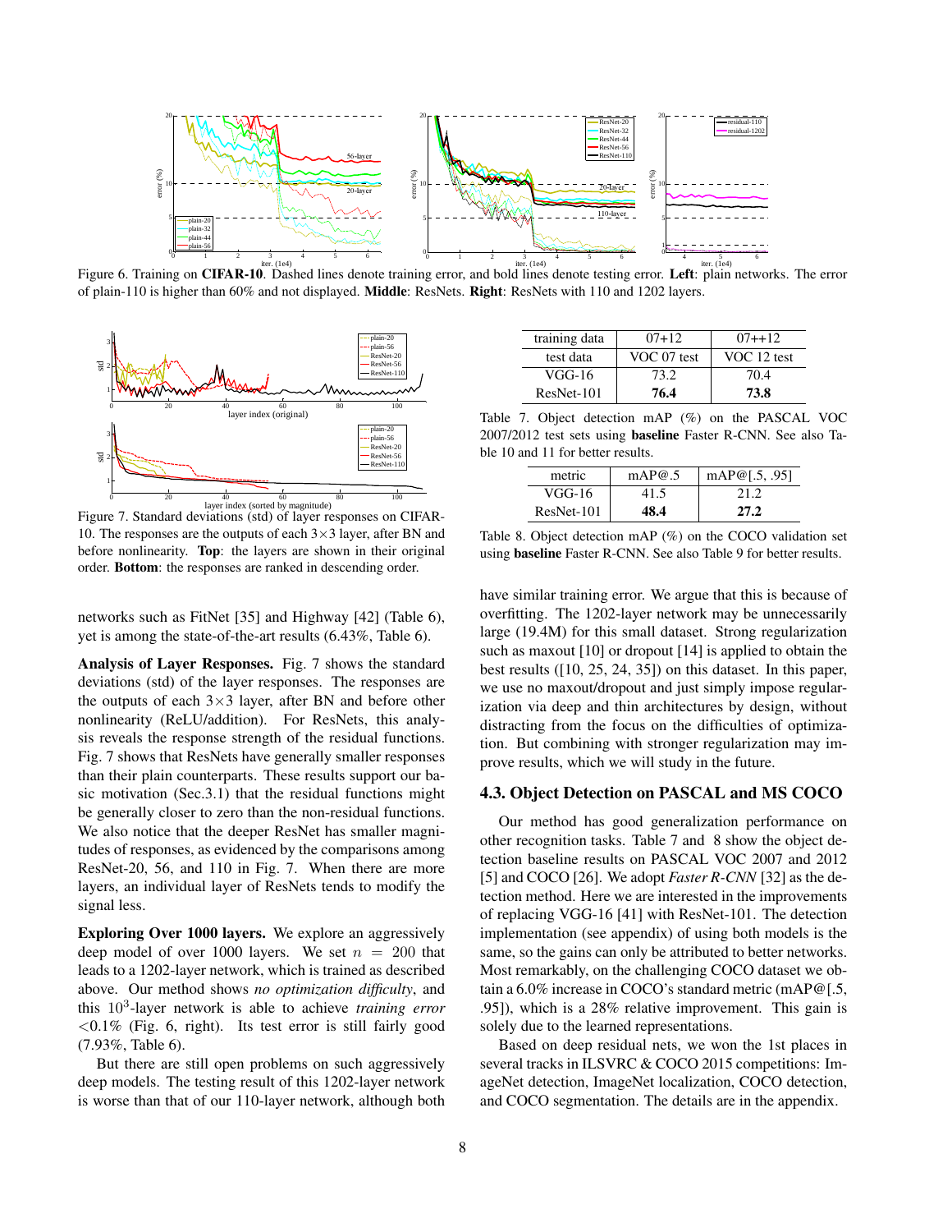Figure 6. Training on **CIFAR-10**. Dashed lines denote training error, and bold lines denote testing error. **Left**: plain networks. The error of plain-110 is higher than 60% and not displayed. **Middle**: ResNets. **Right**: ResNets with 110 and 1202 layers.

Figure 7. Standard deviations (std) of layer responses on CIFAR-10. The responses are the outputs of each 3×3 layer, after BN and before nonlinearity. **Top**: the layers are shown in their original order. **Bottom**: the responses are ranked in descending order.

networks such as FitNet [35] and Highway [42] (Table 6), yet is among the state-of-the-art results (6.43%, Table 6).

**Analysis of Layer Responses.** Fig. 7 shows the standard deviations (std) of the layer responses. The responses are the outputs of each 3×3 layer, after BN and before other nonlinearity (ReLU/addition). For ResNets, this analysis reveals the response strength of the residual functions. Fig. 7 shows that ResNets have generally smaller responses than their plain counterparts. These results support our basic motivation (Sec.3.1) that the residual functions might be generally closer to zero than the non-residual functions. We also notice that the deeper ResNet has smaller magnitudes of responses, as evidenced by the comparisons among ResNet-20, 56, and 110 in Fig. 7. When there are more layers, an individual layer of ResNets tends to modify the signal less.

**Exploring Over 1000 layers.** We explore an aggressively deep model of over 1000 layers. We set $n = 200$ that leads to a 1202-layer network, which is trained as described above. Our method shows *no optimization difficulty*, and this $10^3$-layer network is able to achieve *training error* <0.1% (Fig. 6, right). Its test error is still fairly good (7.93%, Table 6).

But there are still open problems on such aggressively deep models. The testing result of this 1202-layer network is worse than that of our 110-layer network, although both have similar training error. We argue that this is because of overfitting. The 1202-layer network may be unnecessarily large (19.4M) for this small dataset. Strong regularization such as maxout [10] or dropout [14] is applied to obtain the best results ([10, 25, 24, 35]) on this dataset. In this paper, we use no maxout/dropout and just simply impose regularization via deep and thin architectures by design, without distracting from the focus on the difficulties of optimization. But combining with stronger regularization may improve results, which we will study in the future.

| training data | 07+12 | 07++12 |
|---|---|---|
| test data | VOC 07 test | VOC 12 test |
| VGG-16 | 73.2 | 70.4 |
| ResNet-101 | **76.4** | **73.8** |

Table 7. Object detection mAP (%) on the PASCAL VOC 2007/2012 test sets using **baseline** Faster R-CNN. See also Table 10 and 11 for better results.

| metric | mAP@.5 | mAP@[.5, .95] |
|---|---|---|
| VGG-16 | 41.5 | 21.2 |
| ResNet-101 | **48.4** | **27.2** |

Table 8. Object detection mAP (%) on the COCO validation set using **baseline** Faster R-CNN. See also Table 9 for better results.

### 4.3. Object Detection on PASCAL and MS COCO

Our method has good generalization performance on other recognition tasks. Table 7 and 8 show the object detection baseline results on PASCAL VOC 2007 and 2012 [5] and COCO [26]. We adopt *Faster R-CNN* [32] as the detection method. Here we are interested in the improvements of replacing VGG-16 [41] with ResNet-101. The detection implementation (see appendix) of using both models is the same, so the gains can only be attributed to better networks. Most remarkably, on the challenging COCO dataset we obtain a 6.0% increase in COCO's standard metric (mAP@[.5, .95]), which is a 28% relative improvement. This gain is solely due to the learned representations.

Based on deep residual nets, we won the 1st places in several tracks in ILSVRC & COCO 2015 competitions: ImageNet detection, ImageNet localization, COCO detection, and COCO segmentation. The details are in the appendix.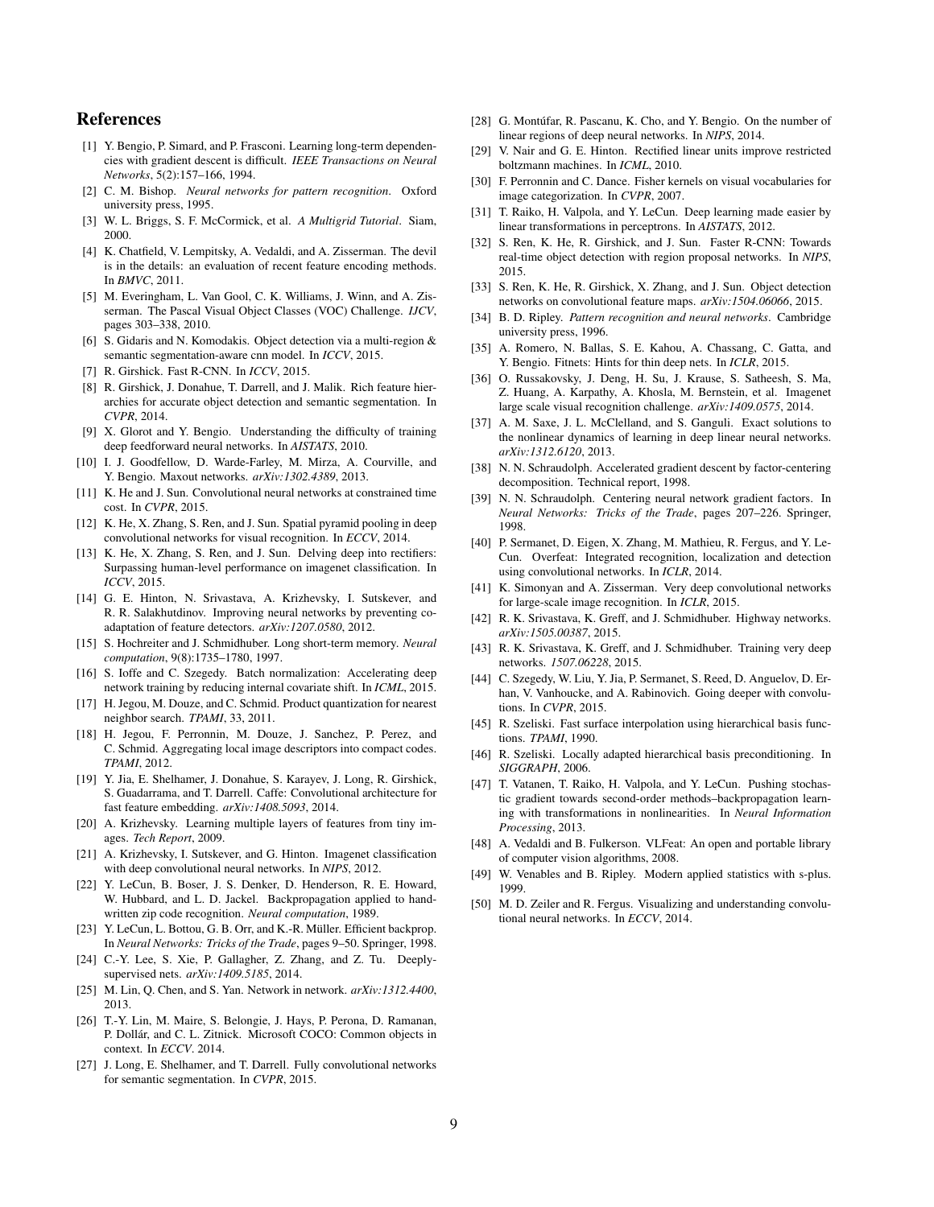## References

[1] Y. Bengio, P. Simard, and P. Frasconi. Learning long-term dependencies with gradient descent is difficult. *IEEE Transactions on Neural Networks*, 5(2):157–166, 1994.

[2] C. M. Bishop. *Neural networks for pattern recognition*. Oxford university press, 1995.

[3] W. L. Briggs, S. F. McCormick, et al. *A Multigrid Tutorial*. Siam, 2000.

[4] K. Chatfield, V. Lempitsky, A. Vedaldi, and A. Zisserman. The devil is in the details: an evaluation of recent feature encoding methods. In *BMVC*, 2011.

[5] M. Everingham, L. Van Gool, C. K. Williams, J. Winn, and A. Zisserman. The Pascal Visual Object Classes (VOC) Challenge. *IJCV*, pages 303–338, 2010.

[6] S. Gidaris and N. Komodakis. Object detection via a multi-region & semantic segmentation-aware cnn model. In *ICCV*, 2015.

[7] R. Girshick. Fast R-CNN. In *ICCV*, 2015.

[8] R. Girshick, J. Donahue, T. Darrell, and J. Malik. Rich feature hierarchies for accurate object detection and semantic segmentation. In *CVPR*, 2014.

[9] X. Glorot and Y. Bengio. Understanding the difficulty of training deep feedforward neural networks. In *AISTATS*, 2010.

[10] I. J. Goodfellow, D. Warde-Farley, M. Mirza, A. Courville, and Y. Bengio. Maxout networks. *arXiv:1302.4389*, 2013.

[11] K. He and J. Sun. Convolutional neural networks at constrained time cost. In *CVPR*, 2015.

[12] K. He, X. Zhang, S. Ren, and J. Sun. Spatial pyramid pooling in deep convolutional networks for visual recognition. In *ECCV*, 2014.

[13] K. He, X. Zhang, S. Ren, and J. Sun. Delving deep into rectifiers: Surpassing human-level performance on imagenet classification. In *ICCV*, 2015.

[14] G. E. Hinton, N. Srivastava, A. Krizhevsky, I. Sutskever, and R. R. Salakhutdinov. Improving neural networks by preventing co-adaptation of feature detectors. *arXiv:1207.0580*, 2012.

[15] S. Hochreiter and J. Schmidhuber. Long short-term memory. *Neural computation*, 9(8):1735–1780, 1997.

[16] S. Ioffe and C. Szegedy. Batch normalization: Accelerating deep network training by reducing internal covariate shift. In *ICML*, 2015.

[17] H. Jegou, M. Douze, and C. Schmid. Product quantization for nearest neighbor search. *TPAMI*, 33, 2011.

[18] H. Jegou, F. Perronnin, M. Douze, J. Sanchez, P. Perez, and C. Schmid. Aggregating local image descriptors into compact codes. *TPAMI*, 2012.

[19] Y. Jia, E. Shelhamer, J. Donahue, S. Karayev, J. Long, R. Girshick, S. Guadarrama, and T. Darrell. Caffe: Convolutional architecture for fast feature embedding. *arXiv:1408.5093*, 2014.

[20] A. Krizhevsky. Learning multiple layers of features from tiny images. *Tech Report*, 2009.

[21] A. Krizhevsky, I. Sutskever, and G. Hinton. Imagenet classification with deep convolutional neural networks. In *NIPS*, 2012.

[22] Y. LeCun, B. Boser, J. S. Denker, D. Henderson, R. E. Howard, W. Hubbard, and L. D. Jackel. Backpropagation applied to handwritten zip code recognition. *Neural computation*, 1989.

[23] Y. LeCun, L. Bottou, G. B. Orr, and K.-R. Müller. Efficient backprop. In *Neural Networks: Tricks of the Trade*, pages 9–50. Springer, 1998.

[24] C.-Y. Lee, S. Xie, P. Gallagher, Z. Zhang, and Z. Tu. Deeply-supervised nets. *arXiv:1409.5185*, 2014.

[25] M. Lin, Q. Chen, and S. Yan. Network in network. *arXiv:1312.4400*, 2013.

[26] T.-Y. Lin, M. Maire, S. Belongie, J. Hays, P. Perona, D. Ramanan, P. Dollár, and C. L. Zitnick. Microsoft COCO: Common objects in context. In *ECCV*. 2014.

[27] J. Long, E. Shelhamer, and T. Darrell. Fully convolutional networks for semantic segmentation. In *CVPR*, 2015.

[28] G. Montúfar, R. Pascanu, K. Cho, and Y. Bengio. On the number of linear regions of deep neural networks. In *NIPS*, 2014.

[29] V. Nair and G. E. Hinton. Rectified linear units improve restricted boltzmann machines. In *ICML*, 2010.

[30] F. Perronnin and C. Dance. Fisher kernels on visual vocabularies for image categorization. In *CVPR*, 2007.

[31] T. Raiko, H. Valpola, and Y. LeCun. Deep learning made easier by linear transformations in perceptrons. In *AISTATS*, 2012.

[32] S. Ren, K. He, R. Girshick, and J. Sun. Faster R-CNN: Towards real-time object detection with region proposal networks. In *NIPS*, 2015.

[33] S. Ren, K. He, R. Girshick, X. Zhang, and J. Sun. Object detection networks on convolutional feature maps. *arXiv:1504.06066*, 2015.

[34] B. D. Ripley. *Pattern recognition and neural networks*. Cambridge university press, 1996.

[35] A. Romero, N. Ballas, S. E. Kahou, A. Chassang, C. Gatta, and Y. Bengio. Fitnets: Hints for thin deep nets. In *ICLR*, 2015.

[36] O. Russakovsky, J. Deng, H. Su, J. Krause, S. Satheesh, S. Ma, Z. Huang, A. Karpathy, A. Khosla, M. Bernstein, et al. Imagenet large scale visual recognition challenge. *arXiv:1409.0575*, 2014.

[37] A. M. Saxe, J. L. McClelland, and S. Ganguli. Exact solutions to the nonlinear dynamics of learning in deep linear neural networks. *arXiv:1312.6120*, 2013.

[38] N. N. Schraudolph. Accelerated gradient descent by factor-centering decomposition. Technical report, 1998.

[39] N. N. Schraudolph. Centering neural network gradient factors. In *Neural Networks: Tricks of the Trade*, pages 207–226. Springer, 1998.

[40] P. Sermanet, D. Eigen, X. Zhang, M. Mathieu, R. Fergus, and Y. LeCun. Overfeat: Integrated recognition, localization and detection using convolutional networks. In *ICLR*, 2014.

[41] K. Simonyan and A. Zisserman. Very deep convolutional networks for large-scale image recognition. In *ICLR*, 2015.

[42] R. K. Srivastava, K. Greff, and J. Schmidhuber. Highway networks. *arXiv:1505.00387*, 2015.

[43] R. K. Srivastava, K. Greff, and J. Schmidhuber. Training very deep networks. *1507.06228*, 2015.

[44] C. Szegedy, W. Liu, Y. Jia, P. Sermanet, S. Reed, D. Anguelov, D. Erhan, V. Vanhoucke, and A. Rabinovich. Going deeper with convolutions. In *CVPR*, 2015.

[45] R. Szeliski. Fast surface interpolation using hierarchical basis functions. *TPAMI*, 1990.

[46] R. Szeliski. Locally adapted hierarchical basis preconditioning. In *SIGGRAPH*, 2006.

[47] T. Vatanen, T. Raiko, H. Valpola, and Y. LeCun. Pushing stochastic gradient towards second-order methods–backpropagation learning with transformations in nonlinearities. In *Neural Information Processing*, 2013.

[48] A. Vedaldi and B. Fulkerson. VLFeat: An open and portable library of computer vision algorithms, 2008.

[49] W. Venables and B. Ripley. Modern applied statistics with s-plus. 1999.

[50] M. D. Zeiler and R. Fergus. Visualizing and understanding convolutional neural networks. In *ECCV*, 2014.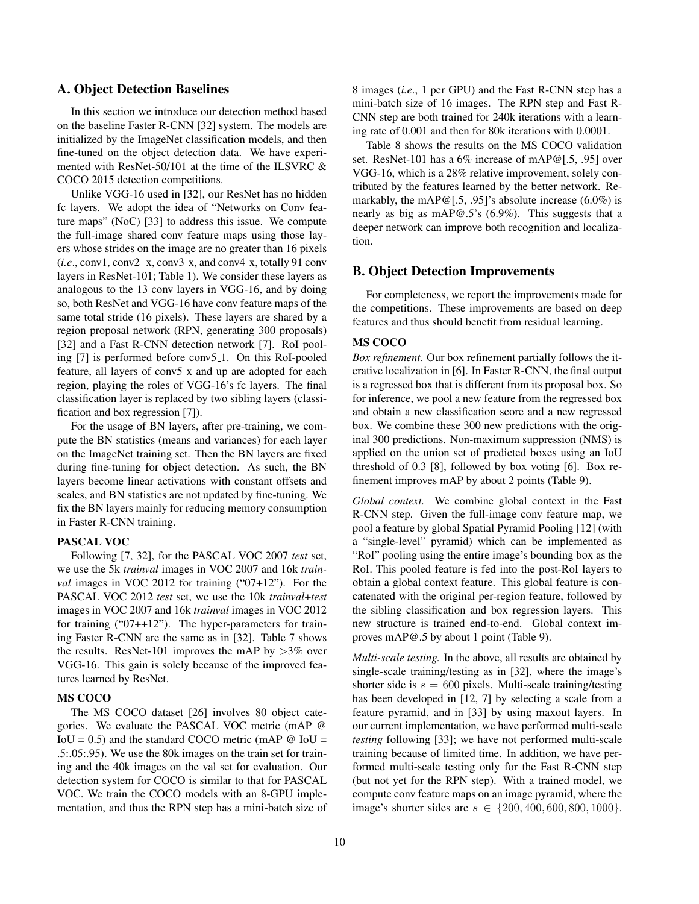## A. Object Detection Baselines

In this section we introduce our detection method based on the baseline Faster R-CNN [32] system. The models are initialized by the ImageNet classification models, and then fine-tuned on the object detection data. We have experimented with ResNet-50/101 at the time of the ILSVRC & COCO 2015 detection competitions.

Unlike VGG-16 used in [32], our ResNet has no hidden fc layers. We adopt the idea of "Networks on Conv feature maps" (NoC) [33] to address this issue. We compute the full-image shared conv feature maps using those layers whose strides on the image are no greater than 16 pixels (*i.e*., conv1, conv2_x, conv3_x, and conv4_x, totally 91 conv layers in ResNet-101; Table 1). We consider these layers as analogous to the 13 conv layers in VGG-16, and by doing so, both ResNet and VGG-16 have conv feature maps of the same total stride (16 pixels). These layers are shared by a region proposal network (RPN, generating 300 proposals) [32] and a Fast R-CNN detection network [7]. RoI pooling [7] is performed before conv5_1. On this RoI-pooled feature, all layers of conv5_x and up are adopted for each region, playing the roles of VGG-16's fc layers. The final classification layer is replaced by two sibling layers (classification and box regression [7]).

For the usage of BN layers, after pre-training, we compute the BN statistics (means and variances) for each layer on the ImageNet training set. Then the BN layers are fixed during fine-tuning for object detection. As such, the BN layers become linear activations with constant offsets and scales, and BN statistics are not updated by fine-tuning. We fix the BN layers mainly for reducing memory consumption in Faster R-CNN training.

### PASCAL VOC

Following [7, 32], for the PASCAL VOC 2007 *test* set, we use the 5k *trainval* images in VOC 2007 and 16k *trainval* images in VOC 2012 for training ("07+12"). For the PASCAL VOC 2012 *test* set, we use the 10k *trainval*+*test* images in VOC 2007 and 16k *trainval* images in VOC 2012 for training ("07++12"). The hyper-parameters for training Faster R-CNN are the same as in [32]. Table 7 shows the results. ResNet-101 improves the mAP by >3% over VGG-16. This gain is solely because of the improved features learned by ResNet.

### MS COCO

The MS COCO dataset [26] involves 80 object categories. We evaluate the PASCAL VOC metric (mAP @ IoU = 0.5) and the standard COCO metric (mAP @ IoU = .5:.05:.95). We use the 80k images on the train set for training and the 40k images on the val set for evaluation. Our detection system for COCO is similar to that for PASCAL VOC. We train the COCO models with an 8-GPU implementation, and thus the RPN step has a mini-batch size of 8 images (*i.e*., 1 per GPU) and the Fast R-CNN step has a mini-batch size of 16 images. The RPN step and Fast R-CNN step are both trained for 240k iterations with a learning rate of 0.001 and then for 80k iterations with 0.0001.

Table 8 shows the results on the MS COCO validation set. ResNet-101 has a 6% increase of mAP@[.5, .95] over VGG-16, which is a 28% relative improvement, solely contributed by the features learned by the better network. Remarkably, the mAP@[.5, .95]'s absolute increase (6.0%) is nearly as big as mAP@.5's (6.9%). This suggests that a deeper network can improve both recognition and localization.

## B. Object Detection Improvements

For completeness, we report the improvements made for the competitions. These improvements are based on deep features and thus should benefit from residual learning.

### MS COCO

*Box refinement.* Our box refinement partially follows the iterative localization in [6]. In Faster R-CNN, the final output is a regressed box that is different from its proposal box. So for inference, we pool a new feature from the regressed box and obtain a new classification score and a new regressed box. We combine these 300 new predictions with the original 300 predictions. Non-maximum suppression (NMS) is applied on the union set of predicted boxes using an IoU threshold of 0.3 [8], followed by box voting [6]. Box refinement improves mAP by about 2 points (Table 9).

*Global context.* We combine global context in the Fast R-CNN step. Given the full-image conv feature map, we pool a feature by global Spatial Pyramid Pooling [12] (with a "single-level" pyramid) which can be implemented as "RoI" pooling using the entire image's bounding box as the RoI. This pooled feature is fed into the post-RoI layers to obtain a global context feature. This global feature is concatenated with the original per-region feature, followed by the sibling classification and box regression layers. This new structure is trained end-to-end. Global context improves mAP@.5 by about 1 point (Table 9).

*Multi-scale testing.* In the above, all results are obtained by single-scale training/testing as in [32], where the image's shorter side is $s = 600$ pixels. Multi-scale training/testing has been developed in [12, 7] by selecting a scale from a feature pyramid, and in [33] by using maxout layers. In our current implementation, we have performed multi-scale *testing* following [33]; we have not performed multi-scale training because of limited time. In addition, we have performed multi-scale testing only for the Fast R-CNN step (but not yet for the RPN step). With a trained model, we compute conv feature maps on an image pyramid, where the image's shorter sides are $s \in \{200, 400, 600, 800, 1000\}$.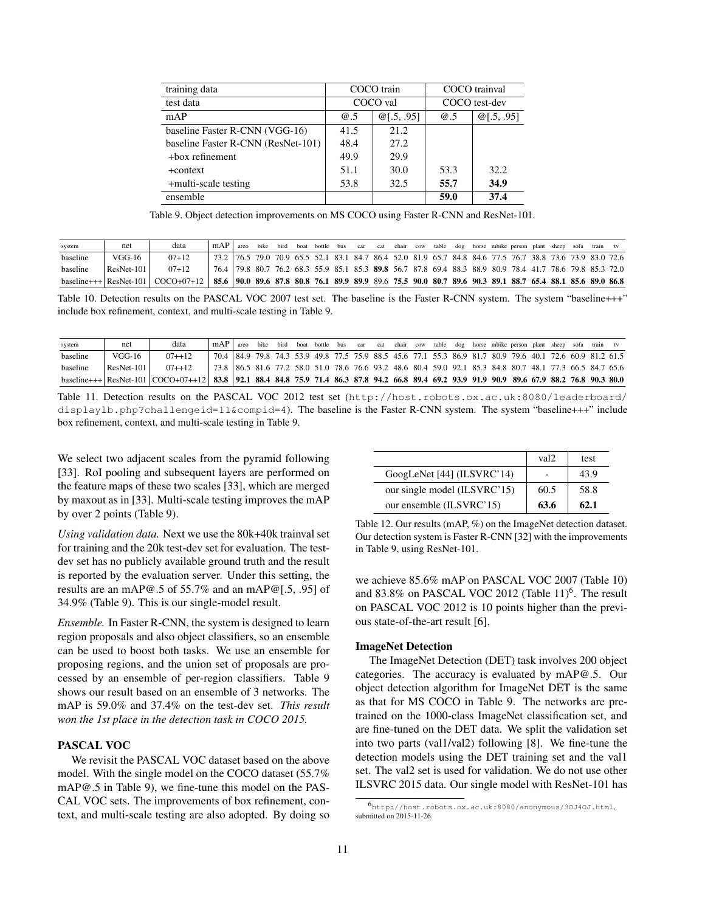| training data | COCO train | | COCO trainval | |
|---|---|---|---|---|
| test data | COCO val | | COCO test-dev | |
| mAP | @.5 | @[.5, .95] | @.5 | @[.5, .95] |
| baseline Faster R-CNN (VGG-16) | 41.5 | 21.2 | | |
| baseline Faster R-CNN (ResNet-101) | 48.4 | 27.2 | | |
| +box refinement | 49.9 | 29.9 | | |
| +context | 51.1 | 30.0 | 53.3 | 32.2 |
| +multi-scale testing | 53.8 | 32.5 | **55.7** | **34.9** |
| ensemble | | | **59.0** | **37.4** |

Table 9. Object detection improvements on MS COCO using Faster R-CNN and ResNet-101.

| system | net | data | mAP | areo | bike | bird | boat | bottle | bus | car | cat | chair | cow | table | dog | horse | mbike | person | plant | sheep | sofa | train | tv |
|---|---|---|---|---|---|---|---|---|---|---|---|---|---|---|---|---|---|---|---|---|---|---|---|
| baseline | VGG-16 | 07+12 | 73.2 | 76.5 | 79.0 | 70.9 | 65.5 | 52.1 | 83.1 | 84.7 | 86.4 | 52.0 | 81.9 | 65.7 | 84.8 | 84.6 | 77.5 | 76.7 | 38.8 | 73.6 | 73.9 | 83.0 | 72.6 |
| baseline | ResNet-101 | 07+12 | 76.4 | 79.8 | 80.7 | 76.2 | 68.3 | 55.9 | 85.1 | 85.3 | **89.8** | 56.7 | 87.8 | 69.4 | 88.3 | 88.9 | 80.9 | 78.4 | 41.7 | 78.6 | 79.8 | 85.3 | 72.0 |
| baseline+++ | ResNet-101 | COCO+07+12 | **85.6** | **90.0** | **89.6** | **87.8** | **80.8** | **76.1** | **89.9** | **89.9** | 89.6 | **75.5** | **90.0** | **80.7** | **89.6** | **90.3** | **89.1** | **88.7** | **65.4** | **88.1** | **85.6** | **89.0** | **86.8** |

Table 10. Detection results on the PASCAL VOC 2007 test set. The baseline is the Faster R-CNN system. The system "baseline+++" include box refinement, context, and multi-scale testing in Table 9.

| system | net | data | mAP | areo | bike | bird | boat | bottle | bus | car | cat | chair | cow | table | dog | horse | mbike | person | plant | sheep | sofa | train | tv |
|---|---|---|---|---|---|---|---|---|---|---|---|---|---|---|---|---|---|---|---|---|---|---|---|
| baseline | VGG-16 | 07++12 | 70.4 | 84.9 | 79.8 | 74.3 | 53.9 | 49.8 | 77.5 | 75.9 | 88.5 | 45.6 | 77.1 | 55.3 | 86.9 | 81.7 | 80.9 | 79.6 | 40.1 | 72.6 | 60.9 | 81.2 | 61.5 |
| baseline | ResNet-101 | 07++12 | 73.8 | 86.5 | 81.6 | 77.2 | 58.0 | 51.0 | 78.6 | 76.6 | 93.2 | 48.6 | 80.4 | 59.0 | 92.1 | 85.3 | 84.8 | 80.7 | 48.1 | 77.3 | 66.5 | 84.7 | 65.6 |
| baseline+++ | ResNet-101 | COCO+07++12 | **83.8** | **92.1** | **88.4** | **84.8** | **75.9** | **71.4** | **86.3** | **87.8** | **94.2** | **66.8** | **89.4** | **69.2** | **93.9** | **91.9** | **90.9** | **89.6** | **67.9** | **88.2** | **76.8** | **90.3** | **80.0** |

Table 11. Detection results on the PASCAL VOC 2012 test set (http://host.robots.ox.ac.uk:8080/leaderboard/displaylb.php?challengeid=11&compid=4). The baseline is the Faster R-CNN system. The system "baseline+++" include box refinement, context, and multi-scale testing in Table 9.

We select two adjacent scales from the pyramid following [33]. RoI pooling and subsequent layers are performed on the feature maps of these two scales [33], which are merged by maxout as in [33]. Multi-scale testing improves the mAP by over 2 points (Table 9).

*Using validation data.* Next we use the 80k+40k trainval set for training and the 20k test-dev set for evaluation. The test-dev set has no publicly available ground truth and the result is reported by the evaluation server. Under this setting, the results are an mAP@.5 of 55.7% and an mAP@[.5, .95] of 34.9% (Table 9). This is our single-model result.

*Ensemble.* In Faster R-CNN, the system is designed to learn region proposals and also object classifiers, so an ensemble can be used to boost both tasks. We use an ensemble for proposing regions, and the union set of proposals are processed by an ensemble of per-region classifiers. Table 9 shows our result based on an ensemble of 3 networks. The mAP is 59.0% and 37.4% on the test-dev set. *This result won the 1st place in the detection task in COCO 2015.*

### PASCAL VOC

We revisit the PASCAL VOC dataset based on the above model. With the single model on the COCO dataset (55.7% mAP@.5 in Table 9), we fine-tune this model on the PASCAL VOC sets. The improvements of box refinement, context, and multi-scale testing are also adopted. By doing so we achieve 85.6% mAP on PASCAL VOC 2007 (Table 10) and 83.8% on PASCAL VOC 2012 (Table 11)[6]. The result on PASCAL VOC 2012 is 10 points higher than the previous state-of-the-art result [6].

| | val2 | test |
|---|---|---|
| GoogLeNet [44] (ILSVRC'14) | - | 43.9 |
| our single model (ILSVRC'15) | 60.5 | 58.8 |
| our ensemble (ILSVRC'15) | **63.6** | **62.1** |

Table 12. Our results (mAP, %) on the ImageNet detection dataset. Our detection system is Faster R-CNN [32] with the improvements in Table 9, using ResNet-101.

### ImageNet Detection

The ImageNet Detection (DET) task involves 200 object categories. The accuracy is evaluated by mAP@.5. Our object detection algorithm for ImageNet DET is the same as that for MS COCO in Table 9. The networks are pre-trained on the 1000-class ImageNet classification set, and are fine-tuned on the DET data. We split the validation set into two parts (val1/val2) following [8]. We fine-tune the detection models using the DET training set and the val1 set. The val2 set is used for validation. We do not use other ILSVRC 2015 data. Our single model with ResNet-101 has

[6] http://host.robots.ox.ac.uk:8080/anonymous/3OJ4OJ.html, submitted on 2015-11-26.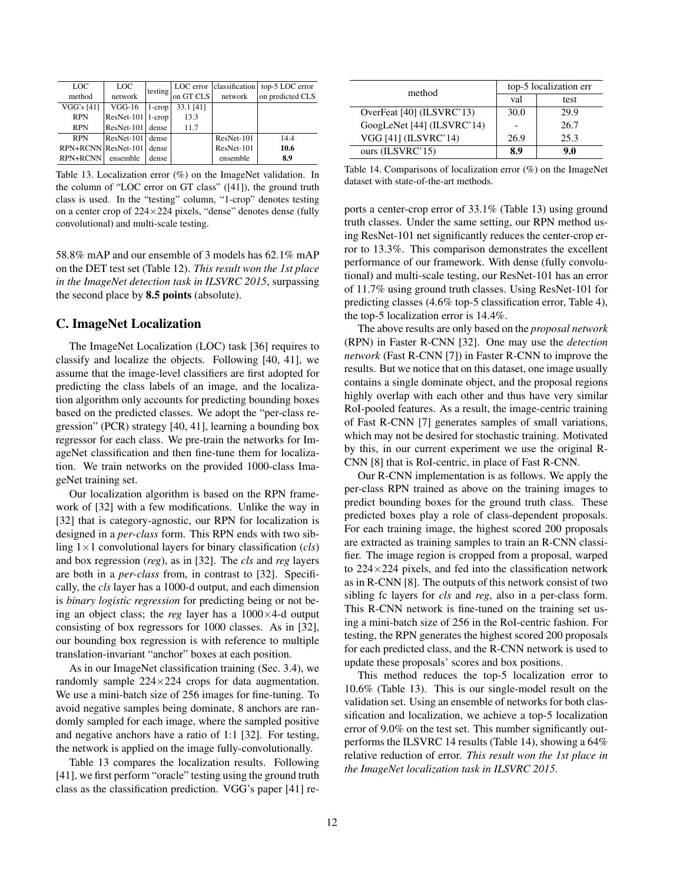| LOC method | LOC network | testing | LOC error on GT CLS | classification network | top-5 LOC error on predicted CLS |
|---|---|---|---|---|---|
| VGG's [41] | VGG-16 | 1-crop | 33.1 [41] | | |
| RPN | ResNet-101 | 1-crop | 13.3 | | |
| RPN | ResNet-101 | dense | 11.7 | | |
| RPN | ResNet-101 | dense | | ResNet-101 | 14.4 |
| RPN+RCNN | ResNet-101 | dense | | ResNet-101 | **10.6** |
| RPN+RCNN | ensemble | dense | | ensemble | **8.9** |

Table 13. Localization error (%) on the ImageNet validation. In the column of "LOC error on GT class" ([41]), the ground truth class is used. In the "testing" column, "1-crop" denotes testing on a center crop of 224×224 pixels, "dense" denotes dense (fully convolutional) and multi-scale testing.

58.8% mAP and our ensemble of 3 models has 62.1% mAP on the DET test set (Table 12). *This result won the 1st place in the ImageNet detection task in ILSVRC 2015*, surpassing the second place by **8.5 points** (absolute).

## C. ImageNet Localization

The ImageNet Localization (LOC) task [36] requires to classify and localize the objects. Following [40, 41], we assume that the image-level classifiers are first adopted for predicting the class labels of an image, and the localization algorithm only accounts for predicting bounding boxes based on the predicted classes. We adopt the "per-class regression" (PCR) strategy [40, 41], learning a bounding box regressor for each class. We pre-train the networks for ImageNet classification and then fine-tune them for localization. We train networks on the provided 1000-class ImageNet training set.

Our localization algorithm is based on the RPN framework of [32] with a few modifications. Unlike the way in [32] that is category-agnostic, our RPN for localization is designed in a *per-class* form. This RPN ends with two sibling 1×1 convolutional layers for binary classification (*cls*) and box regression (*reg*), as in [32]. The *cls* and *reg* layers are both in a *per-class* from, in contrast to [32]. Specifically, the *cls* layer has a 1000-d output, and each dimension is *binary logistic regression* for predicting being or not being an object class; the *reg* layer has a 1000×4-d output consisting of box regressors for 1000 classes. As in [32], our bounding box regression is with reference to multiple translation-invariant "anchor" boxes at each position.

As in our ImageNet classification training (Sec. 3.4), we randomly sample 224×224 crops for data augmentation. We use a mini-batch size of 256 images for fine-tuning. To avoid negative samples being dominate, 8 anchors are randomly sampled for each image, where the sampled positive and negative anchors have a ratio of 1:1 [32]. For testing, the network is applied on the image fully-convolutionally.

Table 13 compares the localization results. Following [41], we first perform "oracle" testing using the ground truth class as the classification prediction. VGG's paper [41] reports a center-crop error of 33.1% (Table 13) using ground truth classes. Under the same setting, our RPN method using ResNet-101 net significantly reduces the center-crop error to 13.3%. This comparison demonstrates the excellent performance of our framework. With dense (fully convolutional) and multi-scale testing, our ResNet-101 has an error of 11.7% using ground truth classes. Using ResNet-101 for predicting classes (4.6% top-5 classification error, Table 4), the top-5 localization error is 14.4%.

| method | top-5 localization err | |
|---|---|---|
| | val | test |
| OverFeat [40] (ILSVRC'13) | 30.0 | 29.9 |
| GoogLeNet [44] (ILSVRC'14) | - | 26.7 |
| VGG [41] (ILSVRC'14) | 26.9 | 25.3 |
| ours (ILSVRC'15) | **8.9** | **9.0** |

Table 14. Comparisons of localization error (%) on the ImageNet dataset with state-of-the-art methods.

The above results are only based on the *proposal network* (RPN) in Faster R-CNN [32]. One may use the *detection network* (Fast R-CNN [7]) in Faster R-CNN to improve the results. But we notice that on this dataset, one image usually contains a single dominate object, and the proposal regions highly overlap with each other and thus have very similar RoI-pooled features. As a result, the image-centric training of Fast R-CNN [7] generates samples of small variations, which may not be desired for stochastic training. Motivated by this, in our current experiment we use the original R-CNN [8] that is RoI-centric, in place of Fast R-CNN.

Our R-CNN implementation is as follows. We apply the per-class RPN trained as above on the training images to predict bounding boxes for the ground truth class. These predicted boxes play a role of class-dependent proposals. For each training image, the highest scored 200 proposals are extracted as training samples to train an R-CNN classifier. The image region is cropped from a proposal, warped to 224×224 pixels, and fed into the classification network as in R-CNN [8]. The outputs of this network consist of two sibling fc layers for *cls* and *reg*, also in a per-class form. This R-CNN network is fine-tuned on the training set using a mini-batch size of 256 in the RoI-centric fashion. For testing, the RPN generates the highest scored 200 proposals for each predicted class, and the R-CNN network is used to update these proposals' scores and box positions.

This method reduces the top-5 localization error to 10.6% (Table 13). This is our single-model result on the validation set. Using an ensemble of networks for both classification and localization, we achieve a top-5 localization error of 9.0% on the test set. This number significantly outperforms the ILSVRC 14 results (Table 14), showing a 64% relative reduction of error. *This result won the 1st place in the ImageNet localization task in ILSVRC 2015.*